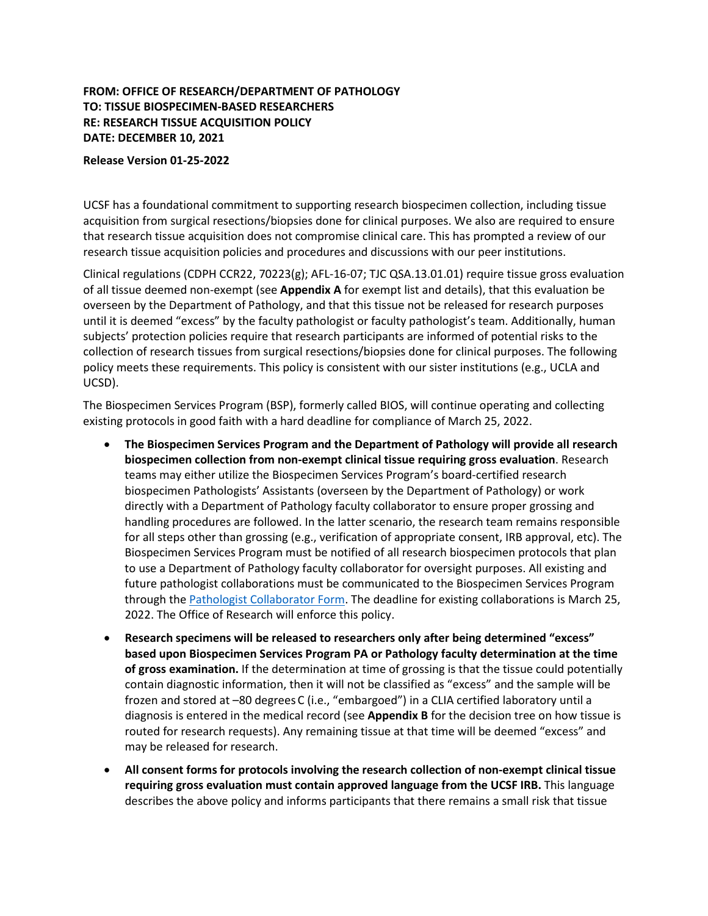**FROM: OFFICE OF RESEARCH/DEPARTMENT OF PATHOLOGY**
**TO: TISSUE BIOSPECIMEN-BASED RESEARCHERS**
**RE: RESEARCH TISSUE ACQUISITION POLICY**
**DATE: DECEMBER 10, 2021**

**Release Version 01-25-2022**

UCSF has a foundational commitment to supporting research biospecimen collection, including tissue acquisition from surgical resections/biopsies done for clinical purposes. We also are required to ensure that research tissue acquisition does not compromise clinical care. This has prompted a review of our research tissue acquisition policies and procedures and discussions with our peer institutions.

Clinical regulations (CDPH CCR22, 70223(g); AFL-16-07; TJC QSA.13.01.01) require tissue gross evaluation of all tissue deemed non-exempt (see **Appendix A** for exempt list and details), that this evaluation be overseen by the Department of Pathology, and that this tissue not be released for research purposes until it is deemed "excess" by the faculty pathologist or faculty pathologist's team. Additionally, human subjects' protection policies require that research participants are informed of potential risks to the collection of research tissues from surgical resections/biopsies done for clinical purposes. The following policy meets these requirements. This policy is consistent with our sister institutions (e.g., UCLA and UCSD).

The Biospecimen Services Program (BSP), formerly called BIOS, will continue operating and collecting existing protocols in good faith with a hard deadline for compliance of March 25, 2022.

- **The Biospecimen Services Program and the Department of Pathology will provide all research biospecimen collection from non-exempt clinical tissue requiring gross evaluation**. Research teams may either utilize the Biospecimen Services Program's board-certified research biospecimen Pathologists' Assistants (overseen by the Department of Pathology) or work directly with a Department of Pathology faculty collaborator to ensure proper grossing and handling procedures are followed. In the latter scenario, the research team remains responsible for all steps other than grossing (e.g., verification of appropriate consent, IRB approval, etc). The Biospecimen Services Program must be notified of all research biospecimen protocols that plan to use a Department of Pathology faculty collaborator for oversight purposes. All existing and future pathologist collaborations must be communicated to the Biospecimen Services Program through the Pathologist Collaborator Form. The deadline for existing collaborations is March 25, 2022. The Office of Research will enforce this policy.
- **Research specimens will be released to researchers only after being determined "excess" based upon Biospecimen Services Program PA or Pathology faculty determination at the time of gross examination.** If the determination at time of grossing is that the tissue could potentially contain diagnostic information, then it will not be classified as "excess" and the sample will be frozen and stored at –80 degrees C (i.e., "embargoed") in a CLIA certified laboratory until a diagnosis is entered in the medical record (see **Appendix B** for the decision tree on how tissue is routed for research requests). Any remaining tissue at that time will be deemed "excess" and may be released for research.
- **All consent forms for protocols involving the research collection of non-exempt clinical tissue requiring gross evaluation must contain approved language from the UCSF IRB.** This language describes the above policy and informs participants that there remains a small risk that tissue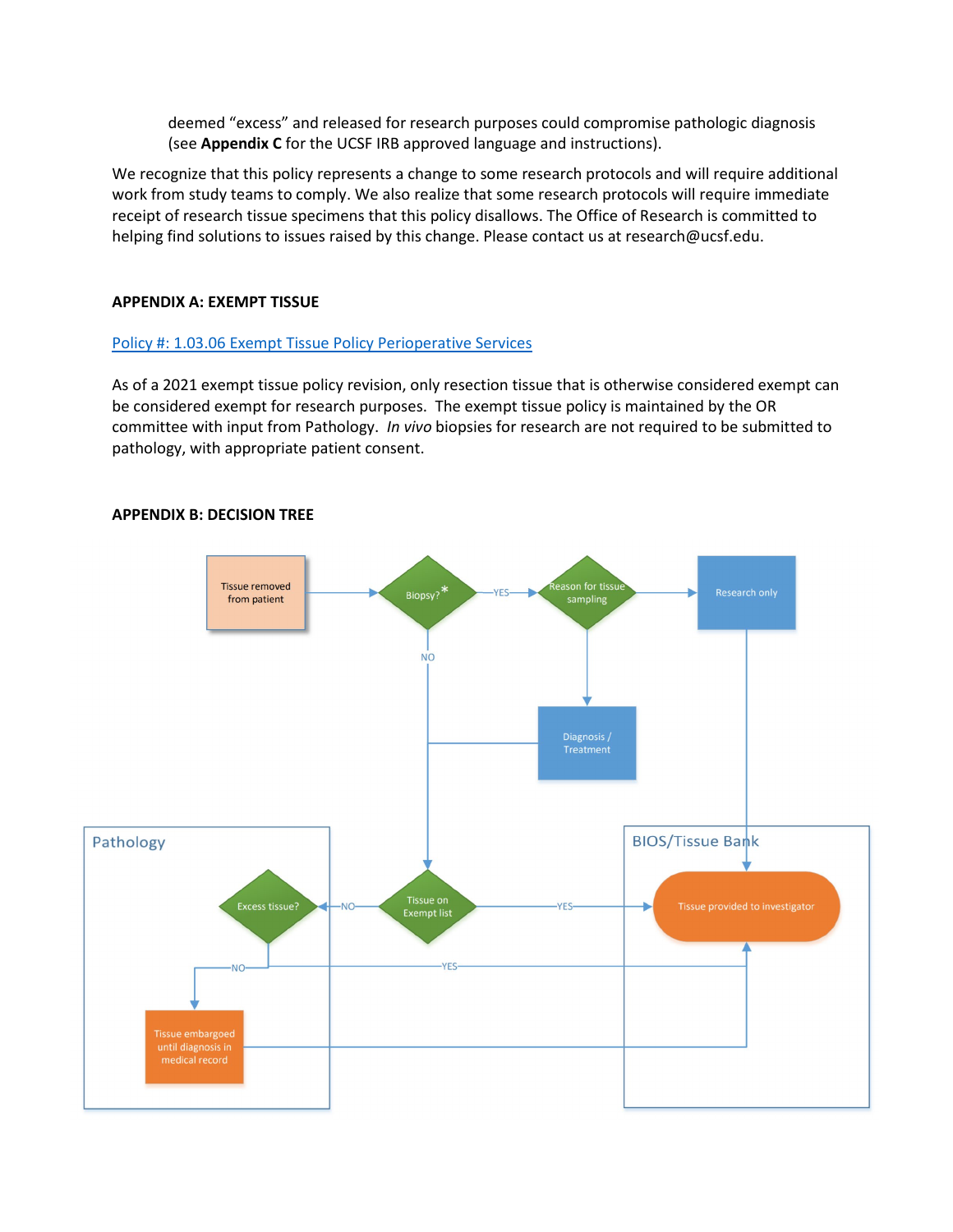deemed "excess" and released for research purposes could compromise pathologic diagnosis (see **Appendix C** for the UCSF IRB approved language and instructions).

We recognize that this policy represents a change to some research protocols and will require additional work from study teams to comply. We also realize that some research protocols will require immediate receipt of research tissue specimens that this policy disallows. The Office of Research is committed to helping find solutions to issues raised by this change. Please contact us at research@ucsf.edu.

## APPENDIX A: EXEMPT TISSUE

[Policy #: 1.03.06 Exempt Tissue Policy Perioperative Services]()

As of a 2021 exempt tissue policy revision, only resection tissue that is otherwise considered exempt can be considered exempt for research purposes. The exempt tissue policy is maintained by the OR committee with input from Pathology. *In vivo* biopsies for research are not required to be submitted to pathology, with appropriate patient consent.

## APPENDIX B: DECISION TREE

Tissue removed from patient → Biopsy?*

Biopsy?* — YES → Reason for tissue sampling

Reason for tissue sampling → Research only → Tissue provided to investigator

Reason for tissue sampling → Diagnosis / Treatment → Tissue on Exempt list

Biopsy?* — NO → Tissue on Exempt list

Tissue on Exempt list — YES → Tissue provided to investigator

Tissue on Exempt list — NO → Excess tissue?

Excess tissue? — YES → Tissue provided to investigator

Excess tissue? — NO → Tissue embargoed until diagnosis in medical record → Tissue provided to investigator

Pathology: Excess tissue?; Tissue embargoed until diagnosis in medical record

BIOS/Tissue Bank: Tissue provided to investigator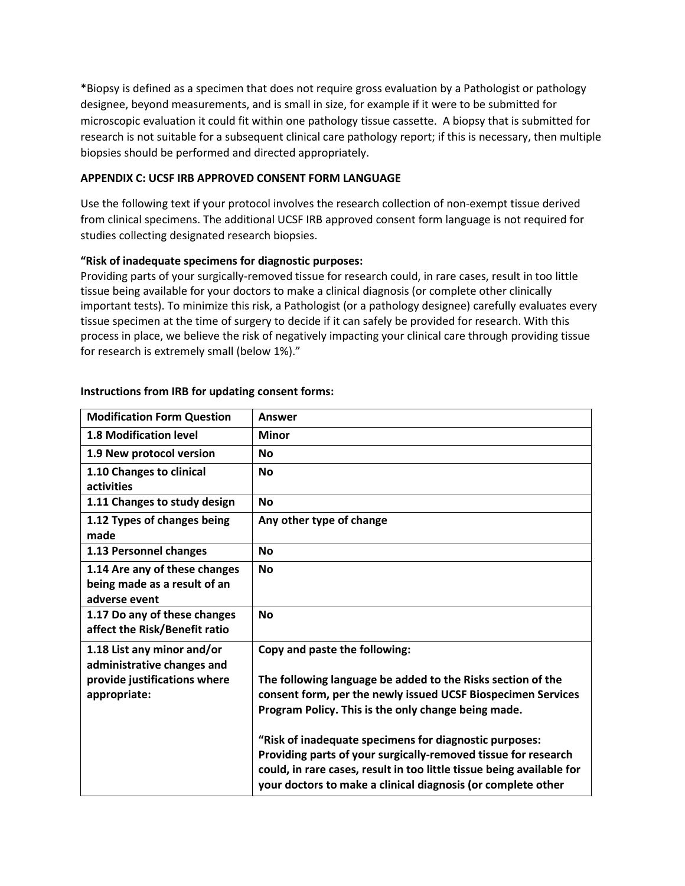*Biopsy is defined as a specimen that does not require gross evaluation by a Pathologist or pathology designee, beyond measurements, and is small in size, for example if it were to be submitted for microscopic evaluation it could fit within one pathology tissue cassette. A biopsy that is submitted for research is not suitable for a subsequent clinical care pathology report; if this is necessary, then multiple biopsies should be performed and directed appropriately.

**APPENDIX C: UCSF IRB APPROVED CONSENT FORM LANGUAGE**

Use the following text if your protocol involves the research collection of non-exempt tissue derived from clinical specimens. The additional UCSF IRB approved consent form language is not required for studies collecting designated research biopsies.

**"Risk of inadequate specimens for diagnostic purposes:**
Providing parts of your surgically-removed tissue for research could, in rare cases, result in too little tissue being available for your doctors to make a clinical diagnosis (or complete other clinically important tests). To minimize this risk, a Pathologist (or a pathology designee) carefully evaluates every tissue specimen at the time of surgery to decide if it can safely be provided for research. With this process in place, we believe the risk of negatively impacting your clinical care through providing tissue for research is extremely small (below 1%)."

**Instructions from IRB for updating consent forms:**

| **Modification Form Question** | **Answer** |
|---|---|
| **1.8 Modification level** | **Minor** |
| **1.9 New protocol version** | **No** |
| **1.10 Changes to clinical activities** | **No** |
| **1.11 Changes to study design** | **No** |
| **1.12 Types of changes being made** | **Any other type of change** |
| **1.13 Personnel changes** | **No** |
| **1.14 Are any of these changes being made as a result of an adverse event** | **No** |
| **1.17 Do any of these changes affect the Risk/Benefit ratio** | **No** |
| **1.18 List any minor and/or administrative changes and provide justifications where appropriate:** | **Copy and paste the following:**<br><br>**The following language be added to the Risks section of the consent form, per the newly issued UCSF Biospecimen Services Program Policy. This is the only change being made.**<br><br>**"Risk of inadequate specimens for diagnostic purposes: Providing parts of your surgically-removed tissue for research could, in rare cases, result in too little tissue being available for your doctors to make a clinical diagnosis (or complete other** |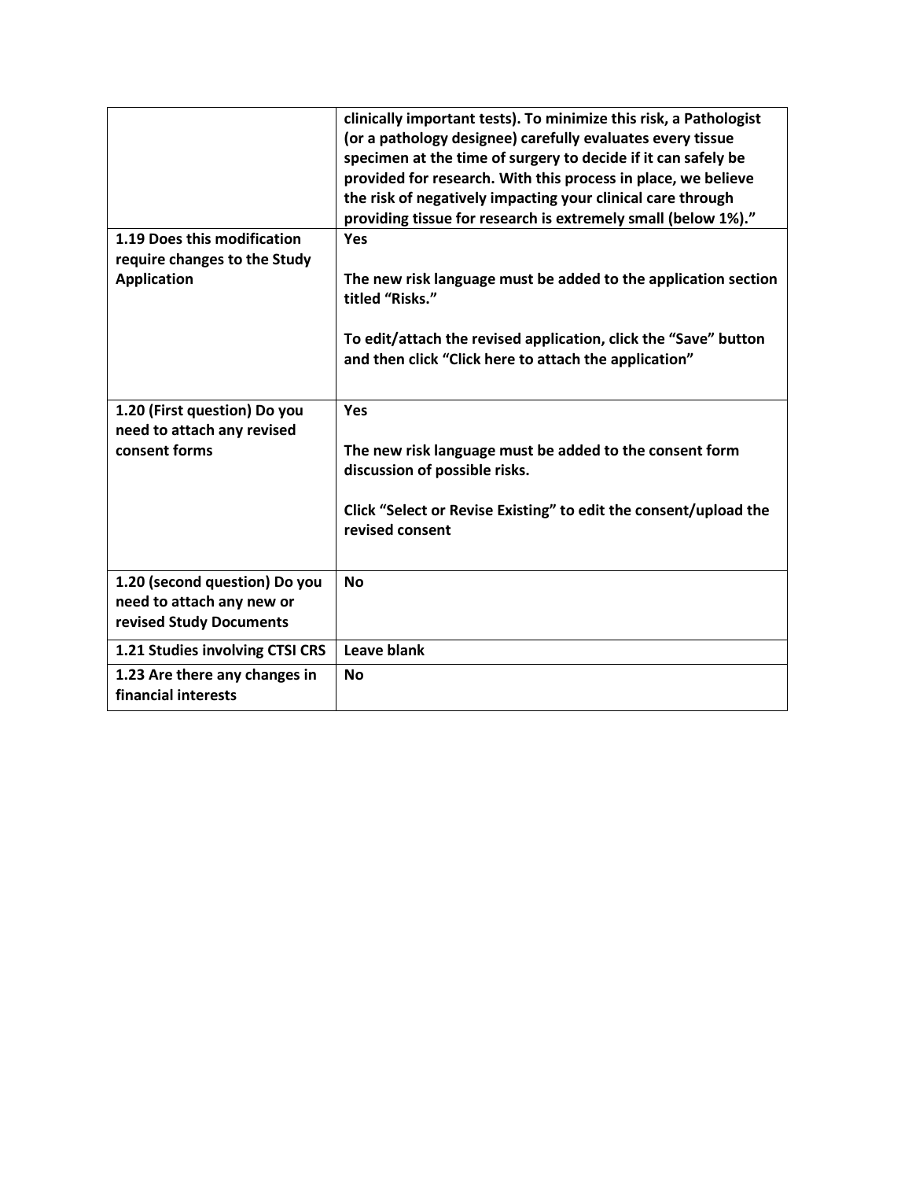| | |
|---|---|
| | **clinically important tests). To minimize this risk, a Pathologist (or a pathology designee) carefully evaluates every tissue specimen at the time of surgery to decide if it can safely be provided for research. With this process in place, we believe the risk of negatively impacting your clinical care through providing tissue for research is extremely small (below 1%).”** |
| **1.19 Does this modification require changes to the Study Application** | **Yes**<br><br>**The new risk language must be added to the application section titled “Risks.”**<br><br>**To edit/attach the revised application, click the “Save” button and then click “Click here to attach the application”** |
| **1.20 (First question) Do you need to attach any revised consent forms** | **Yes**<br><br>**The new risk language must be added to the consent form discussion of possible risks.**<br><br>**Click “Select or Revise Existing” to edit the consent/upload the revised consent** |
| **1.20 (second question) Do you need to attach any new or revised Study Documents** | **No** |
| **1.21 Studies involving CTSI CRS** | **Leave blank** |
| **1.23 Are there any changes in financial interests** | **No** |